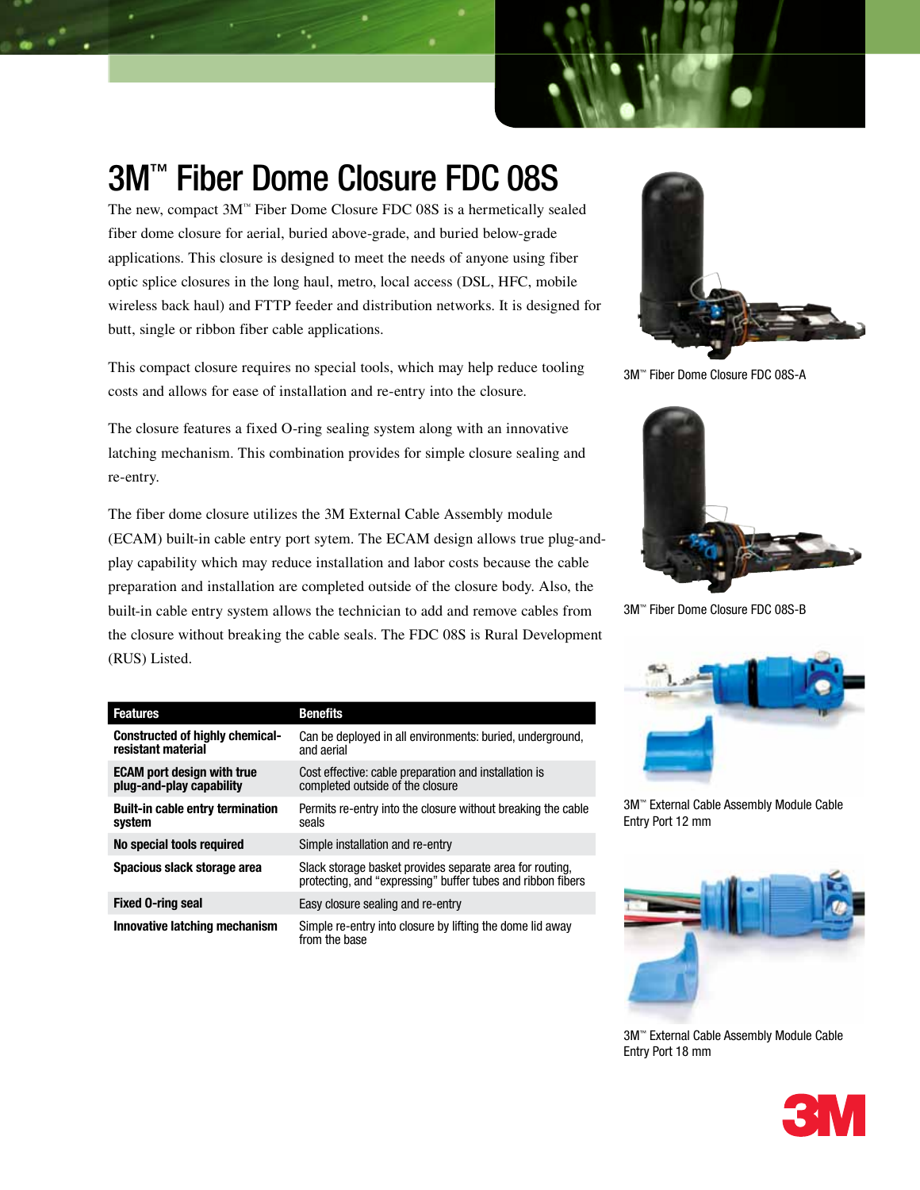# 3M™ Fiber Dome Closure FDC 08S

The new, compact 3M™ Fiber Dome Closure FDC 08S is a hermetically sealed fiber dome closure for aerial, buried above-grade, and buried below-grade applications. This closure is designed to meet the needs of anyone using fiber optic splice closures in the long haul, metro, local access (DSL, HFC, mobile wireless back haul) and FTTP feeder and distribution networks. It is designed for butt, single or ribbon fiber cable applications.

This compact closure requires no special tools, which may help reduce tooling costs and allows for ease of installation and re-entry into the closure.

The closure features a fixed O-ring sealing system along with an innovative latching mechanism. This combination provides for simple closure sealing and re-entry.

The fiber dome closure utilizes the 3M External Cable Assembly module (ECAM) built-in cable entry port sytem. The ECAM design allows true plug-and-play capability which may reduce installation and labor costs because the cable preparation and installation are completed outside of the closure body. Also, the built-in cable entry system allows the technician to add and remove cables from the closure without breaking the cable seals. The FDC 08S is Rural Development (RUS) Listed.

| Features | Benefits |
| --- | --- |
| **Constructed of highly chemical-resistant material** | Can be deployed in all environments: buried, underground, and aerial |
| **ECAM port design with true plug-and-play capability** | Cost effective: cable preparation and installation is completed outside of the closure |
| **Built-in cable entry termination system** | Permits re-entry into the closure without breaking the cable seals |
| **No special tools required** | Simple installation and re-entry |
| **Spacious slack storage area** | Slack storage basket provides separate area for routing, protecting, and "expressing" buffer tubes and ribbon fibers |
| **Fixed O-ring seal** | Easy closure sealing and re-entry |
| **Innovative latching mechanism** | Simple re-entry into closure by lifting the dome lid away from the base |

3M™ Fiber Dome Closure FDC 08S-A

3M™ Fiber Dome Closure FDC 08S-B

3M™ External Cable Assembly Module Cable Entry Port 12 mm

3M™ External Cable Assembly Module Cable Entry Port 18 mm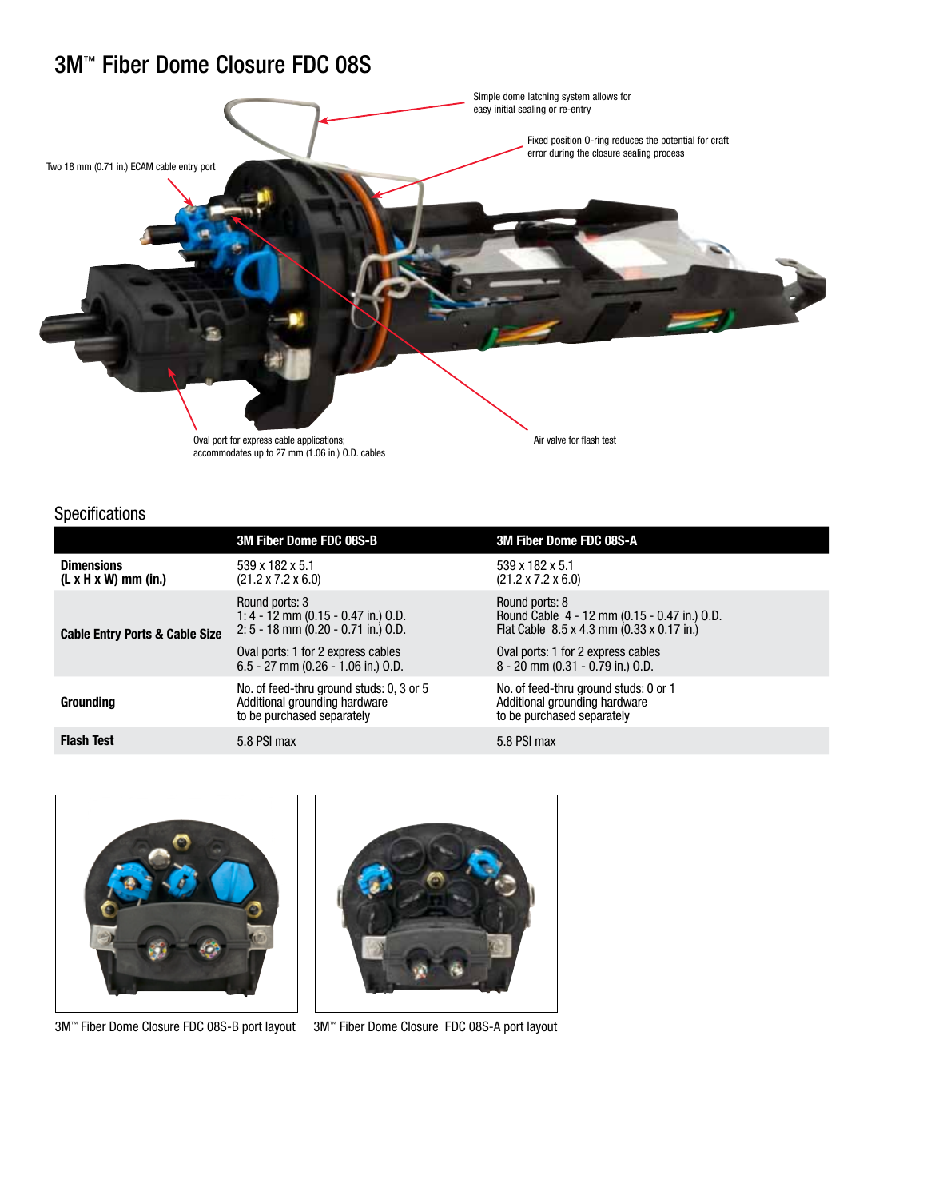# 3M™ Fiber Dome Closure FDC 08S

Simple dome latching system allows for easy initial sealing or re-entry

Fixed position O-ring reduces the potential for craft error during the closure sealing process

Two 18 mm (0.71 in.) ECAM cable entry port

Oval port for express cable applications; accommodates up to 27 mm (1.06 in.) O.D. cables

Air valve for flash test

## Specifications

| | 3M Fiber Dome FDC 08S-B | 3M Fiber Dome FDC 08S-A |
|---|---|---|
| **Dimensions (L x H x W) mm (in.)** | 539 x 182 x 5.1 (21.2 x 7.2 x 6.0) | 539 x 182 x 5.1 (21.2 x 7.2 x 6.0) |
| **Cable Entry Ports & Cable Size** | Round ports: 3<br>1: 4 - 12 mm (0.15 - 0.47 in.) O.D.<br>2: 5 - 18 mm (0.20 - 0.71 in.) O.D.<br>Oval ports: 1 for 2 express cables<br>6.5 - 27 mm (0.26 - 1.06 in.) O.D. | Round ports: 8<br>Round Cable 4 - 12 mm (0.15 - 0.47 in.) O.D.<br>Flat Cable 8.5 x 4.3 mm (0.33 x 0.17 in.)<br>Oval ports: 1 for 2 express cables<br>8 - 20 mm (0.31 - 0.79 in.) O.D. |
| **Grounding** | No. of feed-thru ground studs: 0, 3 or 5<br>Additional grounding hardware to be purchased separately | No. of feed-thru ground studs: 0 or 1<br>Additional grounding hardware to be purchased separately |
| **Flash Test** | 5.8 PSI max | 5.8 PSI max |

3M™ Fiber Dome Closure FDC 08S-B port layout

3M™ Fiber Dome Closure FDC 08S-A port layout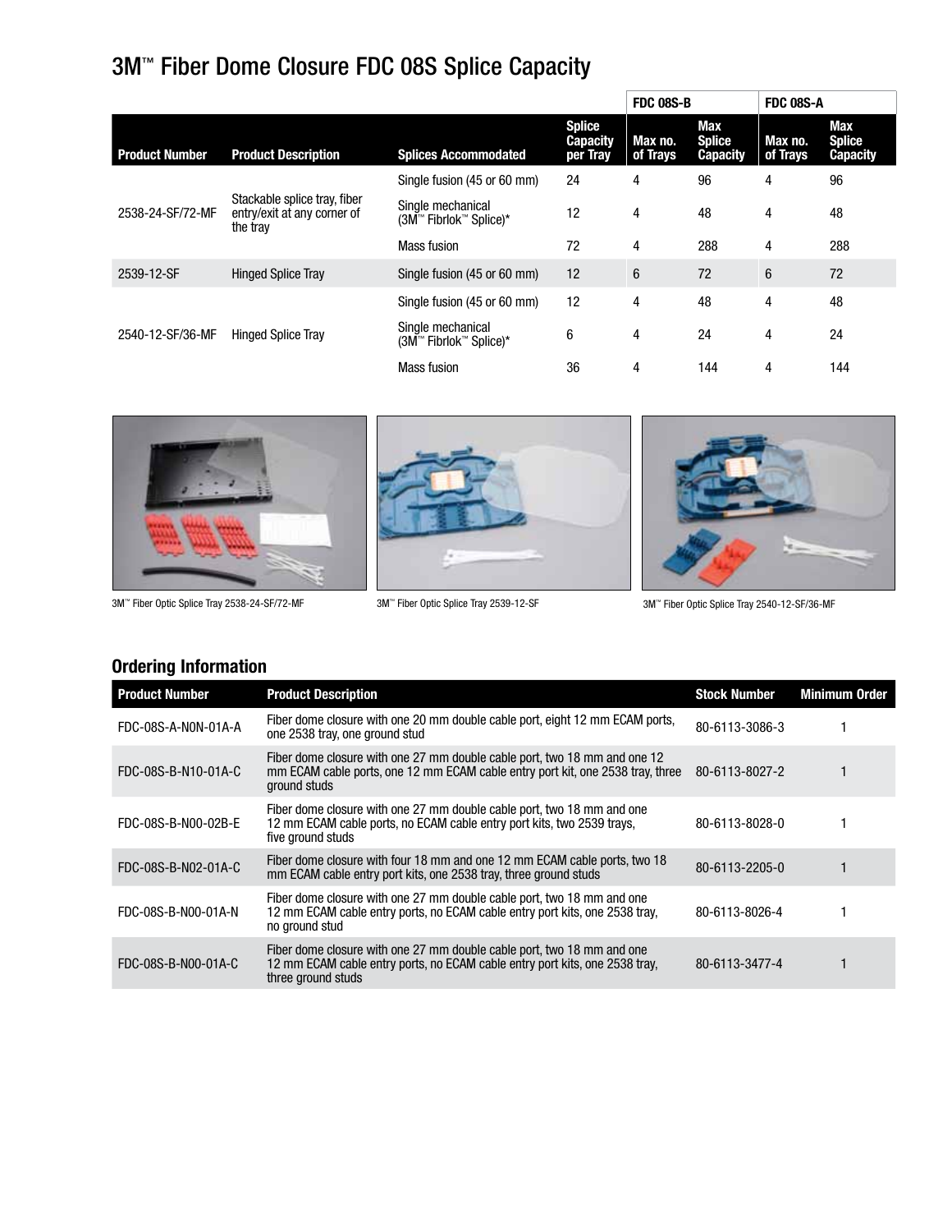# 3M™ Fiber Dome Closure FDC 08S Splice Capacity

| | | | | FDC 08S-B | | FDC 08S-A | |
|---|---|---|---|---|---|---|---|
| **Product Number** | **Product Description** | **Splices Accommodated** | **Splice Capacity per Tray** | **Max no. of Trays** | **Max Splice Capacity** | **Max no. of Trays** | **Max Splice Capacity** |
| 2538-24-SF/72-MF | Stackable splice tray, fiber entry/exit at any corner of the tray | Single fusion (45 or 60 mm) | 24 | 4 | 96 | 4 | 96 |
| | | Single mechanical (3M™ Fibrlok™ Splice)* | 12 | 4 | 48 | 4 | 48 |
| | | Mass fusion | 72 | 4 | 288 | 4 | 288 |
| 2539-12-SF | Hinged Splice Tray | Single fusion (45 or 60 mm) | 12 | 6 | 72 | 6 | 72 |
| 2540-12-SF/36-MF | Hinged Splice Tray | Single fusion (45 or 60 mm) | 12 | 4 | 48 | 4 | 48 |
| | | Single mechanical (3M™ Fibrlok™ Splice)* | 6 | 4 | 24 | 4 | 24 |
| | | Mass fusion | 36 | 4 | 144 | 4 | 144 |

3M™ Fiber Optic Splice Tray 2538-24-SF/72-MF

3M™ Fiber Optic Splice Tray 2539-12-SF

3M™ Fiber Optic Splice Tray 2540-12-SF/36-MF

## Ordering Information

| Product Number | Product Description | Stock Number | Minimum Order |
|---|---|---|---|
| FDC-08S-A-N0N-01A-A | Fiber dome closure with one 20 mm double cable port, eight 12 mm ECAM ports, one 2538 tray, one ground stud | 80-6113-3086-3 | 1 |
| FDC-08S-B-N10-01A-C | Fiber dome closure with one 27 mm double cable port, two 18 mm and one 12 mm ECAM cable ports, one 12 mm ECAM cable entry port kit, one 2538 tray, three ground studs | 80-6113-8027-2 | 1 |
| FDC-08S-B-N00-02B-E | Fiber dome closure with one 27 mm double cable port, two 18 mm and one 12 mm ECAM cable ports, no ECAM cable entry port kits, two 2539 trays, five ground studs | 80-6113-8028-0 | 1 |
| FDC-08S-B-N02-01A-C | Fiber dome closure with four 18 mm and one 12 mm ECAM cable ports, two 18 mm ECAM cable entry port kits, one 2538 tray, three ground studs | 80-6113-2205-0 | 1 |
| FDC-08S-B-N00-01A-N | Fiber dome closure with one 27 mm double cable port, two 18 mm and one 12 mm ECAM cable entry ports, no ECAM cable entry port kits, one 2538 tray, no ground stud | 80-6113-8026-4 | 1 |
| FDC-08S-B-N00-01A-C | Fiber dome closure with one 27 mm double cable port, two 18 mm and one 12 mm ECAM cable entry ports, no ECAM cable entry port kits, one 2538 tray, three ground studs | 80-6113-3477-4 | 1 |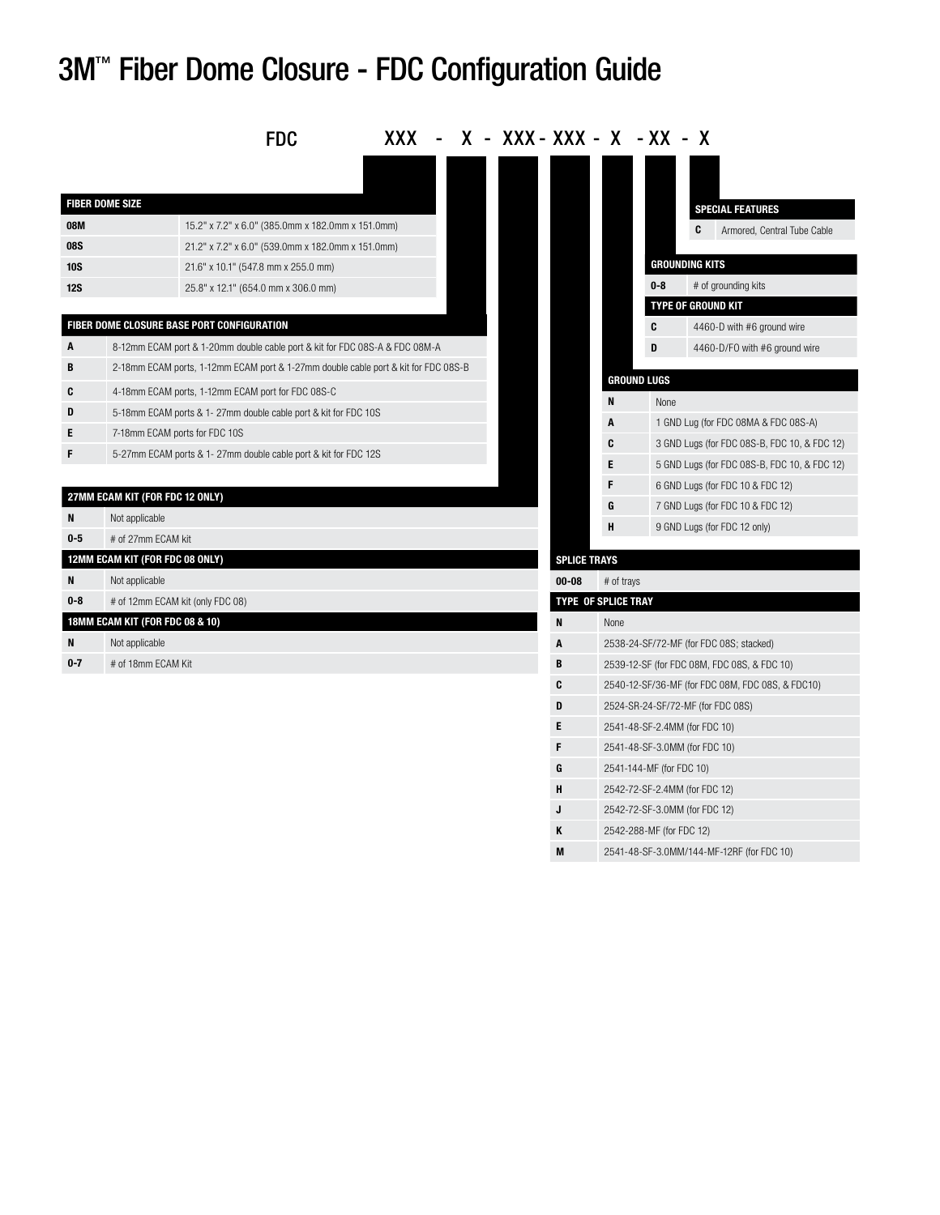# 3M™ Fiber Dome Closure - FDC Configuration Guide

FDC XXX - X - XXX - XXX - X - XX - X

| FIBER DOME SIZE | |
|---|---|
| 08M | 15.2" x 7.2" x 6.0" (385.0mm x 182.0mm x 151.0mm) |
| 08S | 21.2" x 7.2" x 6.0" (539.0mm x 182.0mm x 151.0mm) |
| 10S | 21.6" x 10.1" (547.8 mm x 255.0 mm) |
| 12S | 25.8" x 12.1" (654.0 mm x 306.0 mm) |

| FIBER DOME CLOSURE BASE PORT CONFIGURATION | |
|---|---|
| A | 8-12mm ECAM port & 1-20mm double cable port & kit for FDC 08S-A & FDC 08M-A |
| B | 2-18mm ECAM ports, 1-12mm ECAM port & 1-27mm double cable port & kit for FDC 08S-B |
| C | 4-18mm ECAM ports, 1-12mm ECAM port for FDC 08S-C |
| D | 5-18mm ECAM ports & 1- 27mm double cable port & kit for FDC 10S |
| E | 7-18mm ECAM ports for FDC 10S |
| F | 5-27mm ECAM ports & 1- 27mm double cable port & kit for FDC 12S |

| 27MM ECAM KIT (FOR FDC 12 ONLY) | |
|---|---|
| N | Not applicable |
| 0-5 | # of 27mm ECAM kit |
| **12MM ECAM KIT (FOR FDC 08 ONLY)** | |
| N | Not applicable |
| 0-8 | # of 12mm ECAM kit (only FDC 08) |
| **18MM ECAM KIT (FOR FDC 08 & 10)** | |
| N | Not applicable |
| 0-7 | # of 18mm ECAM Kit |

| SPLICE TRAYS | |
|---|---|
| 00-08 | # of trays |
| **TYPE OF SPLICE TRAY** | |
| N | None |
| A | 2538-24-SF/72-MF (for FDC 08S; stacked) |
| B | 2539-12-SF (for FDC 08M, FDC 08S, & FDC 10) |
| C | 2540-12-SF/36-MF (for FDC 08M, FDC 08S, & FDC10) |
| D | 2524-SR-24-SF/72-MF (for FDC 08S) |
| E | 2541-48-SF-2.4MM (for FDC 10) |
| F | 2541-48-SF-3.0MM (for FDC 10) |
| G | 2541-144-MF (for FDC 10) |
| H | 2542-72-SF-2.4MM (for FDC 12) |
| J | 2542-72-SF-3.0MM (for FDC 12) |
| K | 2542-288-MF (for FDC 12) |
| M | 2541-48-SF-3.0MM/144-MF-12RF (for FDC 10) |

| GROUND LUGS | |
|---|---|
| N | None |
| A | 1 GND Lug (for FDC 08MA & FDC 08S-A) |
| C | 3 GND Lugs (for FDC 08S-B, FDC 10, & FDC 12) |
| E | 5 GND Lugs (for FDC 08S-B, FDC 10, & FDC 12) |
| F | 6 GND Lugs (for FDC 10 & FDC 12) |
| G | 7 GND Lugs (for FDC 10 & FDC 12) |
| H | 9 GND Lugs (for FDC 12 only) |

| GROUNDING KITS | |
|---|---|
| 0-8 | # of grounding kits |
| **TYPE OF GROUND KIT** | |
| C | 4460-D with #6 ground wire |
| D | 4460-D/FO with #6 ground wire |

| SPECIAL FEATURES | |
|---|---|
| C | Armored, Central Tube Cable |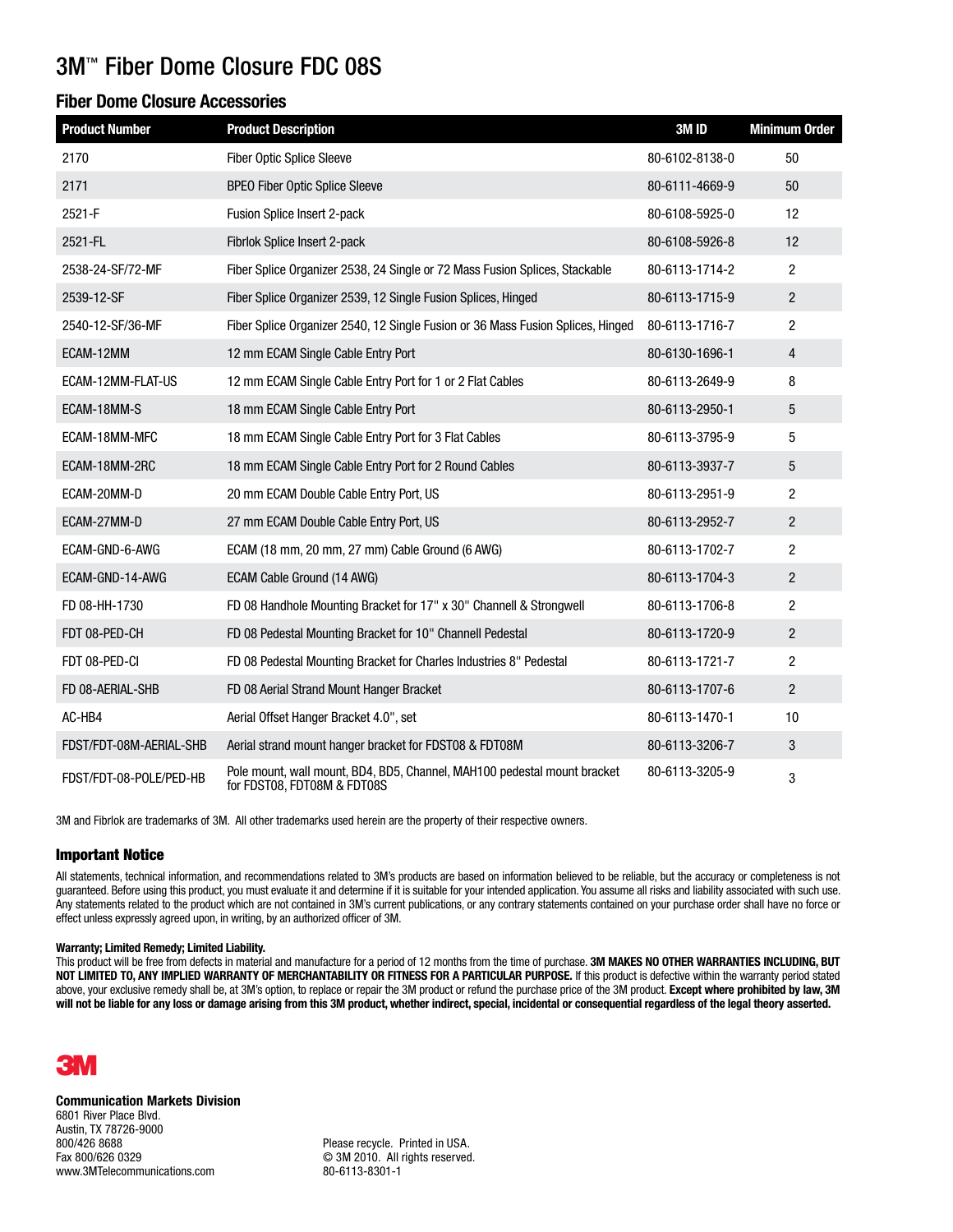# 3M™ Fiber Dome Closure FDC 08S

## Fiber Dome Closure Accessories

| Product Number | Product Description | 3M ID | Minimum Order |
|---|---|---|---|
| 2170 | Fiber Optic Splice Sleeve | 80-6102-8138-0 | 50 |
| 2171 | BPEO Fiber Optic Splice Sleeve | 80-6111-4669-9 | 50 |
| 2521-F | Fusion Splice Insert 2-pack | 80-6108-5925-0 | 12 |
| 2521-FL | Fibrlok Splice Insert 2-pack | 80-6108-5926-8 | 12 |
| 2538-24-SF/72-MF | Fiber Splice Organizer 2538, 24 Single or 72 Mass Fusion Splices, Stackable | 80-6113-1714-2 | 2 |
| 2539-12-SF | Fiber Splice Organizer 2539, 12 Single Fusion Splices, Hinged | 80-6113-1715-9 | 2 |
| 2540-12-SF/36-MF | Fiber Splice Organizer 2540, 12 Single Fusion or 36 Mass Fusion Splices, Hinged | 80-6113-1716-7 | 2 |
| ECAM-12MM | 12 mm ECAM Single Cable Entry Port | 80-6130-1696-1 | 4 |
| ECAM-12MM-FLAT-US | 12 mm ECAM Single Cable Entry Port for 1 or 2 Flat Cables | 80-6113-2649-9 | 8 |
| ECAM-18MM-S | 18 mm ECAM Single Cable Entry Port | 80-6113-2950-1 | 5 |
| ECAM-18MM-MFC | 18 mm ECAM Single Cable Entry Port for 3 Flat Cables | 80-6113-3795-9 | 5 |
| ECAM-18MM-2RC | 18 mm ECAM Single Cable Entry Port for 2 Round Cables | 80-6113-3937-7 | 5 |
| ECAM-20MM-D | 20 mm ECAM Double Cable Entry Port, US | 80-6113-2951-9 | 2 |
| ECAM-27MM-D | 27 mm ECAM Double Cable Entry Port, US | 80-6113-2952-7 | 2 |
| ECAM-GND-6-AWG | ECAM (18 mm, 20 mm, 27 mm) Cable Ground (6 AWG) | 80-6113-1702-7 | 2 |
| ECAM-GND-14-AWG | ECAM Cable Ground (14 AWG) | 80-6113-1704-3 | 2 |
| FD 08-HH-1730 | FD 08 Handhole Mounting Bracket for 17" x 30" Channell & Strongwell | 80-6113-1706-8 | 2 |
| FDT 08-PED-CH | FD 08 Pedestal Mounting Bracket for 10" Channell Pedestal | 80-6113-1720-9 | 2 |
| FDT 08-PED-CI | FD 08 Pedestal Mounting Bracket for Charles Industries 8" Pedestal | 80-6113-1721-7 | 2 |
| FD 08-AERIAL-SHB | FD 08 Aerial Strand Mount Hanger Bracket | 80-6113-1707-6 | 2 |
| AC-HB4 | Aerial Offset Hanger Bracket 4.0", set | 80-6113-1470-1 | 10 |
| FDST/FDT-08M-AERIAL-SHB | Aerial strand mount hanger bracket for FDST08 & FDT08M | 80-6113-3206-7 | 3 |
| FDST/FDT-08-POLE/PED-HB | Pole mount, wall mount, BD4, BD5, Channel, MAH100 pedestal mount bracket for FDST08, FDT08M & FDT08S | 80-6113-3205-9 | 3 |

3M and Fibrlok are trademarks of 3M. All other trademarks used herein are the property of their respective owners.

### Important Notice

All statements, technical information, and recommendations related to 3M's products are based on information believed to be reliable, but the accuracy or completeness is not guaranteed. Before using this product, you must evaluate it and determine if it is suitable for your intended application. You assume all risks and liability associated with such use. Any statements related to the product which are not contained in 3M's current publications, or any contrary statements contained on your purchase order shall have no force or effect unless expressly agreed upon, in writing, by an authorized officer of 3M.

**Warranty; Limited Remedy; Limited Liability.**
This product will be free from defects in material and manufacture for a period of 12 months from the time of purchase. **3M MAKES NO OTHER WARRANTIES INCLUDING, BUT NOT LIMITED TO, ANY IMPLIED WARRANTY OF MERCHANTABILITY OR FITNESS FOR A PARTICULAR PURPOSE.** If this product is defective within the warranty period stated above, your exclusive remedy shall be, at 3M's option, to replace or repair the 3M product or refund the purchase price of the 3M product. **Except where prohibited by law, 3M will not be liable for any loss or damage arising from this 3M product, whether indirect, special, incidental or consequential regardless of the legal theory asserted.**

3M

**Communication Markets Division**
6801 River Place Blvd.
Austin, TX 78726-9000
800/426 8688
Fax 800/626 0329
www.3MTelecommunications.com

Please recycle. Printed in USA.
© 3M 2010. All rights reserved.
80-6113-8301-1